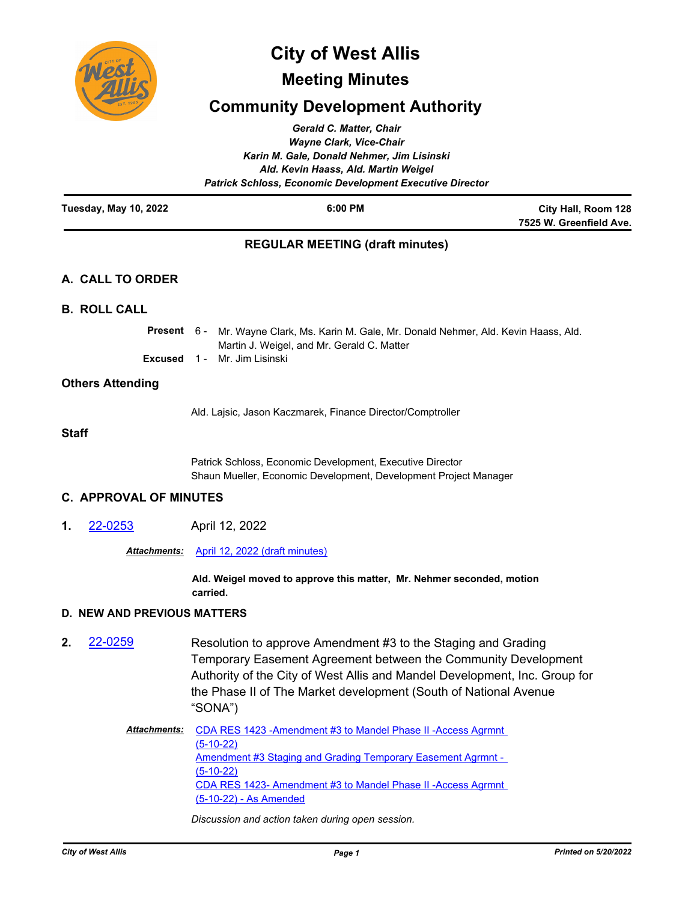# City of West Allis

## Meeting Minutes

## Community Development Authority

*Gerald C. Matter, Chair*
*Wayne Clark, Vice-Chair*
*Karin M. Gale, Donald Nehmer, Jim Lisinski*
*Ald. Kevin Haass, Ald. Martin Weigel*
*Patrick Schloss, Economic Development Executive Director*

**Tuesday, May 10, 2022** | **6:00 PM** | **City Hall, Room 128, 7525 W. Greenfield Ave.**

### REGULAR MEETING (draft minutes)

### A. CALL TO ORDER

### B. ROLL CALL

**Present** 6 - Mr. Wayne Clark, Ms. Karin M. Gale, Mr. Donald Nehmer, Ald. Kevin Haass, Ald. Martin J. Weigel, and Mr. Gerald C. Matter

**Excused** 1 - Mr. Jim Lisinski

### Others Attending

Ald. Lajsic, Jason Kaczmarek, Finance Director/Comptroller

### Staff

Patrick Schloss, Economic Development, Executive Director
Shaun Mueller, Economic Development, Development Project Manager

### C. APPROVAL OF MINUTES

**1.** 22-0253 April 12, 2022

***Attachments:*** April 12, 2022 (draft minutes)

**Ald. Weigel moved to approve this matter, Mr. Nehmer seconded, motion carried.**

### D. NEW AND PREVIOUS MATTERS

**2.** 22-0259 Resolution to approve Amendment #3 to the Staging and Grading Temporary Easement Agreement between the Community Development Authority of the City of West Allis and Mandel Development, Inc. Group for the Phase II of The Market development (South of National Avenue "SONA")

***Attachments:*** CDA RES 1423 -Amendment #3 to Mandel Phase II -Access Agrmnt (5-10-22)
Amendment #3 Staging and Grading Temporary Easement Agrmnt - (5-10-22)
CDA RES 1423- Amendment #3 to Mandel Phase II -Access Agrmnt (5-10-22) - As Amended

*Discussion and action taken during open session.*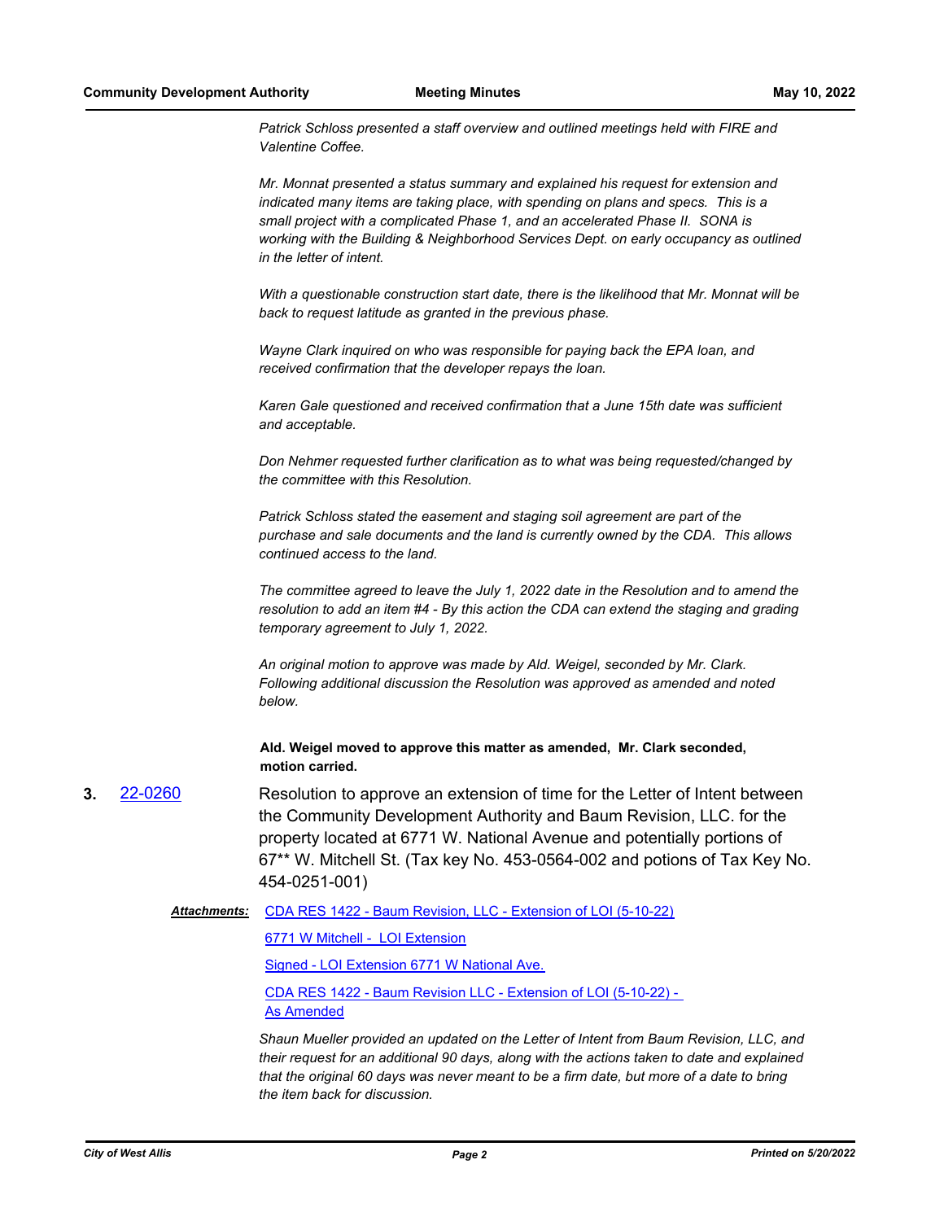*Patrick Schloss presented a staff overview and outlined meetings held with FIRE and Valentine Coffee.*

*Mr. Monnat presented a status summary and explained his request for extension and indicated many items are taking place, with spending on plans and specs. This is a small project with a complicated Phase 1, and an accelerated Phase II. SONA is working with the Building & Neighborhood Services Dept. on early occupancy as outlined in the letter of intent.*

*With a questionable construction start date, there is the likelihood that Mr. Monnat will be back to request latitude as granted in the previous phase.*

*Wayne Clark inquired on who was responsible for paying back the EPA loan, and received confirmation that the developer repays the loan.*

*Karen Gale questioned and received confirmation that a June 15th date was sufficient and acceptable.*

*Don Nehmer requested further clarification as to what was being requested/changed by the committee with this Resolution.*

*Patrick Schloss stated the easement and staging soil agreement are part of the purchase and sale documents and the land is currently owned by the CDA. This allows continued access to the land.*

*The committee agreed to leave the July 1, 2022 date in the Resolution and to amend the resolution to add an item #4 - By this action the CDA can extend the staging and grading temporary agreement to July 1, 2022.*

*An original motion to approve was made by Ald. Weigel, seconded by Mr. Clark. Following additional discussion the Resolution was approved as amended and noted below.*

**Ald. Weigel moved to approve this matter as amended, Mr. Clark seconded, motion carried.**

**3.** 22-0260 Resolution to approve an extension of time for the Letter of Intent between the Community Development Authority and Baum Revision, LLC. for the property located at 6771 W. National Avenue and potentially portions of 67** W. Mitchell St. (Tax key No. 453-0564-002 and potions of Tax Key No. 454-0251-001)

***Attachments:*** CDA RES 1422 - Baum Revision, LLC - Extension of LOI (5-10-22)

6771 W Mitchell - LOI Extension

Signed - LOI Extension 6771 W National Ave.

CDA RES 1422 - Baum Revision LLC - Extension of LOI (5-10-22) - As Amended

*Shaun Mueller provided an updated on the Letter of Intent from Baum Revision, LLC, and their request for an additional 90 days, along with the actions taken to date and explained that the original 60 days was never meant to be a firm date, but more of a date to bring the item back for discussion.*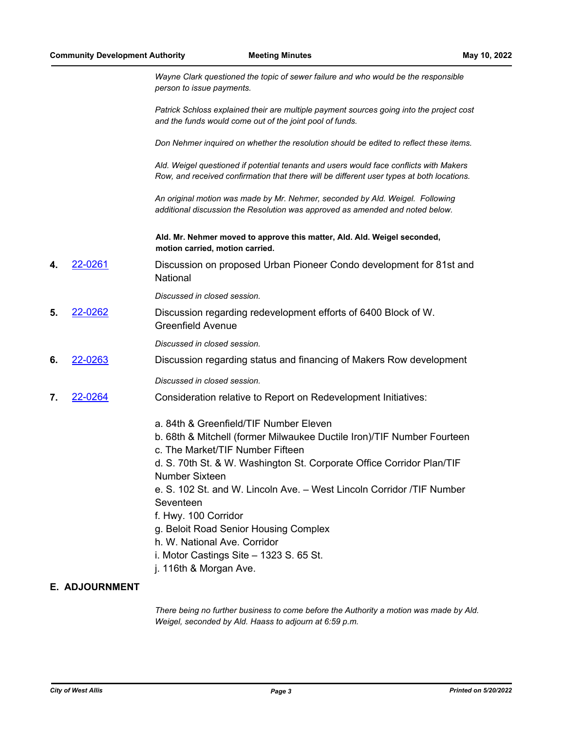*Wayne Clark questioned the topic of sewer failure and who would be the responsible person to issue payments.*

*Patrick Schloss explained their are multiple payment sources going into the project cost and the funds would come out of the joint pool of funds.*

*Don Nehmer inquired on whether the resolution should be edited to reflect these items.*

*Ald. Weigel questioned if potential tenants and users would face conflicts with Makers Row, and received confirmation that there will be different user types at both locations.*

*An original motion was made by Mr. Nehmer, seconded by Ald. Weigel. Following additional discussion the Resolution was approved as amended and noted below.*

**Ald. Mr. Nehmer moved to approve this matter, Ald. Ald. Weigel seconded, motion carried, motion carried.**

**4.** [22-0261] Discussion on proposed Urban Pioneer Condo development for 81st and National

*Discussed in closed session.*

**5.** [22-0262] Discussion regarding redevelopment efforts of 6400 Block of W. Greenfield Avenue

*Discussed in closed session.*

**6.** [22-0263] Discussion regarding status and financing of Makers Row development

*Discussed in closed session.*

**7.** [22-0264] Consideration relative to Report on Redevelopment Initiatives:

a. 84th & Greenfield/TIF Number Eleven
b. 68th & Mitchell (former Milwaukee Ductile Iron)/TIF Number Fourteen
c. The Market/TIF Number Fifteen
d. S. 70th St. & W. Washington St. Corporate Office Corridor Plan/TIF Number Sixteen
e. S. 102 St. and W. Lincoln Ave. – West Lincoln Corridor /TIF Number Seventeen
f. Hwy. 100 Corridor
g. Beloit Road Senior Housing Complex
h. W. National Ave. Corridor
i. Motor Castings Site – 1323 S. 65 St.
j. 116th & Morgan Ave.

## E. ADJOURNMENT

*There being no further business to come before the Authority a motion was made by Ald. Weigel, seconded by Ald. Haass to adjourn at 6:59 p.m.*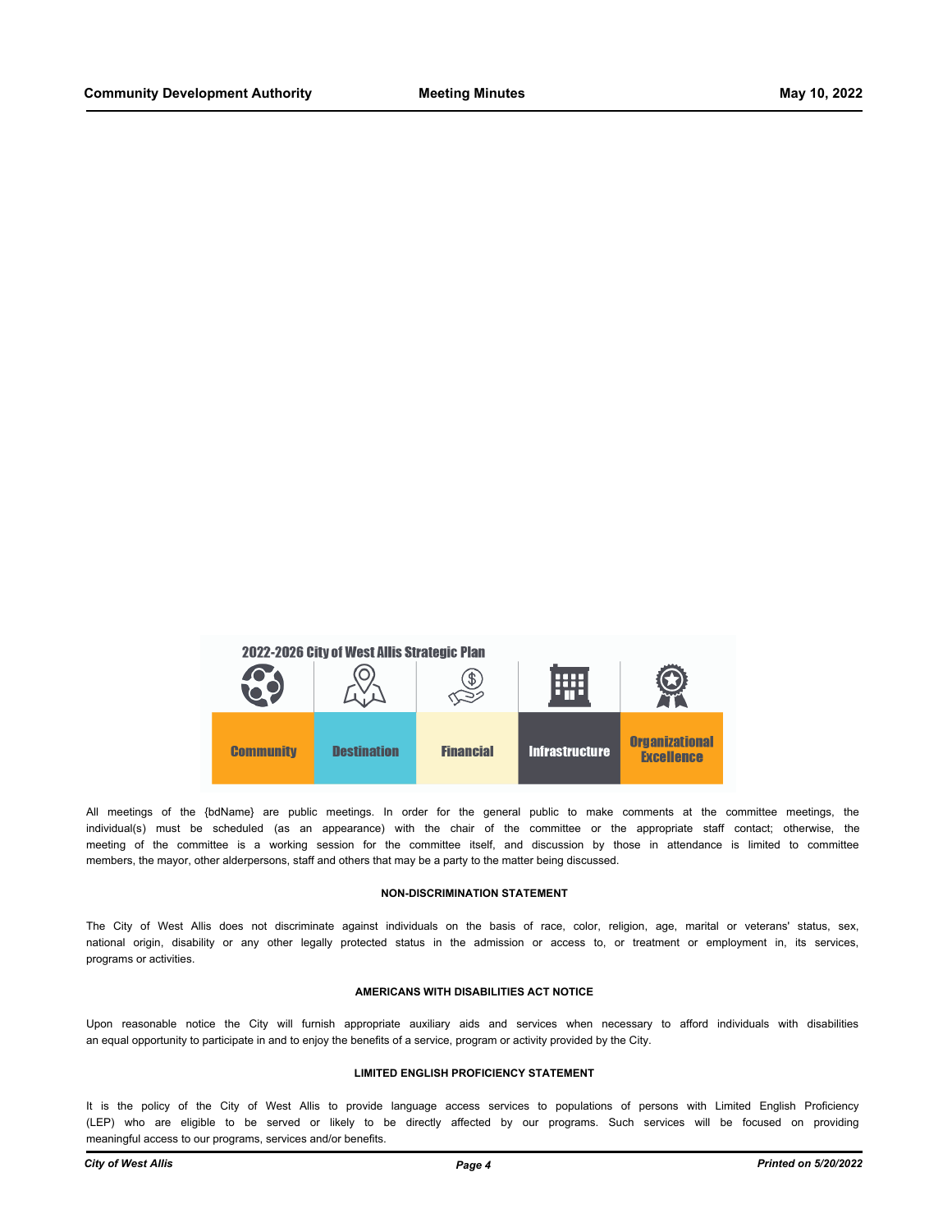2022-2026 City of West Allis Strategic Plan

Community

Destination

Financial

Infrastructure

Organizational Excellence

All meetings of the {bdName} are public meetings. In order for the general public to make comments at the committee meetings, the individual(s) must be scheduled (as an appearance) with the chair of the committee or the appropriate staff contact; otherwise, the meeting of the committee is a working session for the committee itself, and discussion by those in attendance is limited to committee members, the mayor, other alderpersons, staff and others that may be a party to the matter being discussed.

**NON-DISCRIMINATION STATEMENT**

The City of West Allis does not discriminate against individuals on the basis of race, color, religion, age, marital or veterans' status, sex, national origin, disability or any other legally protected status in the admission or access to, or treatment or employment in, its services, programs or activities.

**AMERICANS WITH DISABILITIES ACT NOTICE**

Upon reasonable notice the City will furnish appropriate auxiliary aids and services when necessary to afford individuals with disabilities an equal opportunity to participate in and to enjoy the benefits of a service, program or activity provided by the City.

**LIMITED ENGLISH PROFICIENCY STATEMENT**

It is the policy of the City of West Allis to provide language access services to populations of persons with Limited English Proficiency (LEP) who are eligible to be served or likely to be directly affected by our programs. Such services will be focused on providing meaningful access to our programs, services and/or benefits.